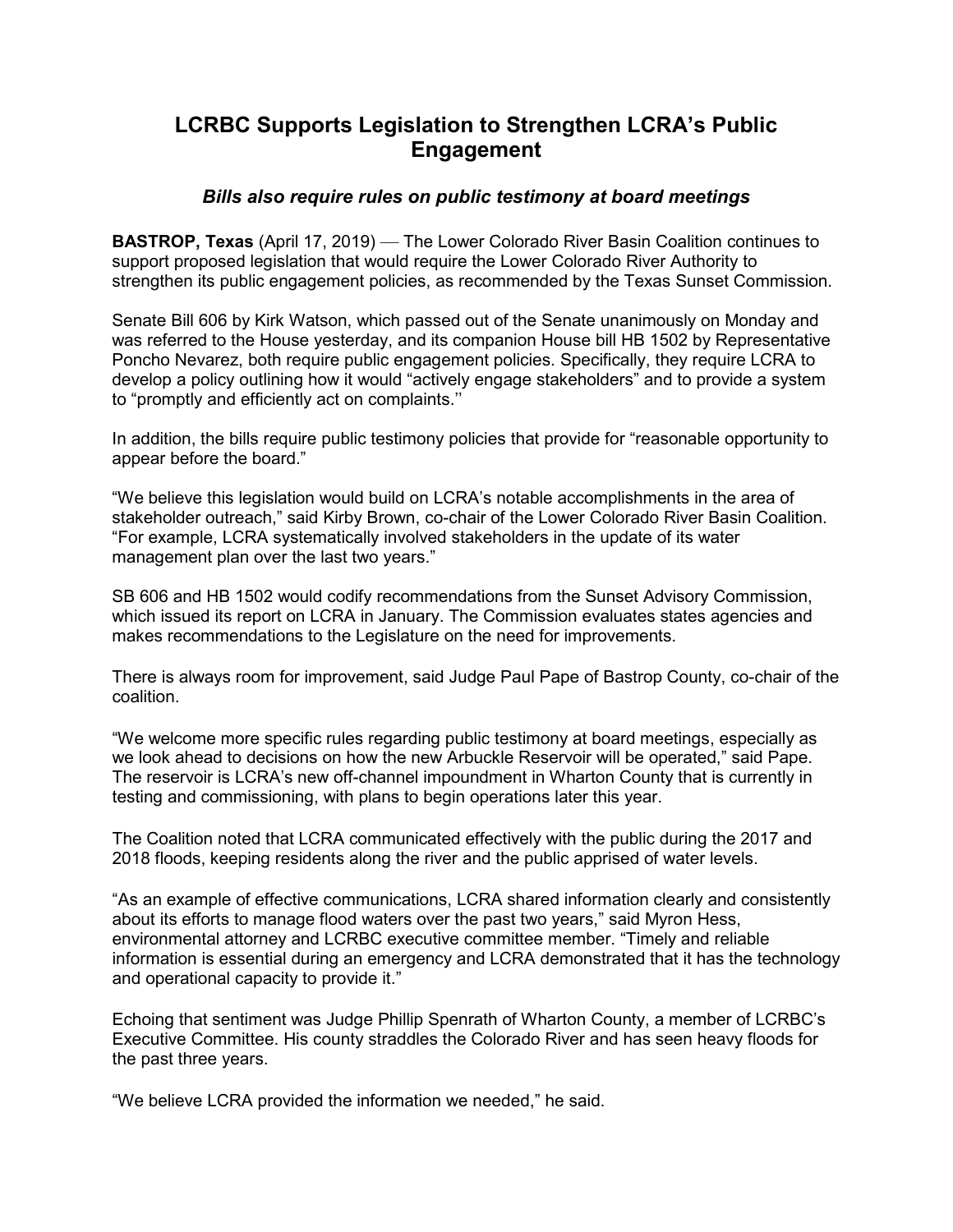# LCRBC Supports Legislation to Strengthen LCRA's Public Engagement

### *Bills also require rules on public testimony at board meetings*

**BASTROP, Texas** (April 17, 2019) — The Lower Colorado River Basin Coalition continues to support proposed legislation that would require the Lower Colorado River Authority to strengthen its public engagement policies, as recommended by the Texas Sunset Commission.

Senate Bill 606 by Kirk Watson, which passed out of the Senate unanimously on Monday and was referred to the House yesterday, and its companion House bill HB 1502 by Representative Poncho Nevarez, both require public engagement policies. Specifically, they require LCRA to develop a policy outlining how it would "actively engage stakeholders" and to provide a system to "promptly and efficiently act on complaints.''

In addition, the bills require public testimony policies that provide for "reasonable opportunity to appear before the board."

"We believe this legislation would build on LCRA's notable accomplishments in the area of stakeholder outreach," said Kirby Brown, co-chair of the Lower Colorado River Basin Coalition. "For example, LCRA systematically involved stakeholders in the update of its water management plan over the last two years."

SB 606 and HB 1502 would codify recommendations from the Sunset Advisory Commission, which issued its report on LCRA in January. The Commission evaluates states agencies and makes recommendations to the Legislature on the need for improvements.

There is always room for improvement, said Judge Paul Pape of Bastrop County, co-chair of the coalition.

"We welcome more specific rules regarding public testimony at board meetings, especially as we look ahead to decisions on how the new Arbuckle Reservoir will be operated," said Pape. The reservoir is LCRA's new off-channel impoundment in Wharton County that is currently in testing and commissioning, with plans to begin operations later this year.

The Coalition noted that LCRA communicated effectively with the public during the 2017 and 2018 floods, keeping residents along the river and the public apprised of water levels.

"As an example of effective communications, LCRA shared information clearly and consistently about its efforts to manage flood waters over the past two years," said Myron Hess, environmental attorney and LCRBC executive committee member. "Timely and reliable information is essential during an emergency and LCRA demonstrated that it has the technology and operational capacity to provide it."

Echoing that sentiment was Judge Phillip Spenrath of Wharton County, a member of LCRBC's Executive Committee. His county straddles the Colorado River and has seen heavy floods for the past three years.

"We believe LCRA provided the information we needed," he said.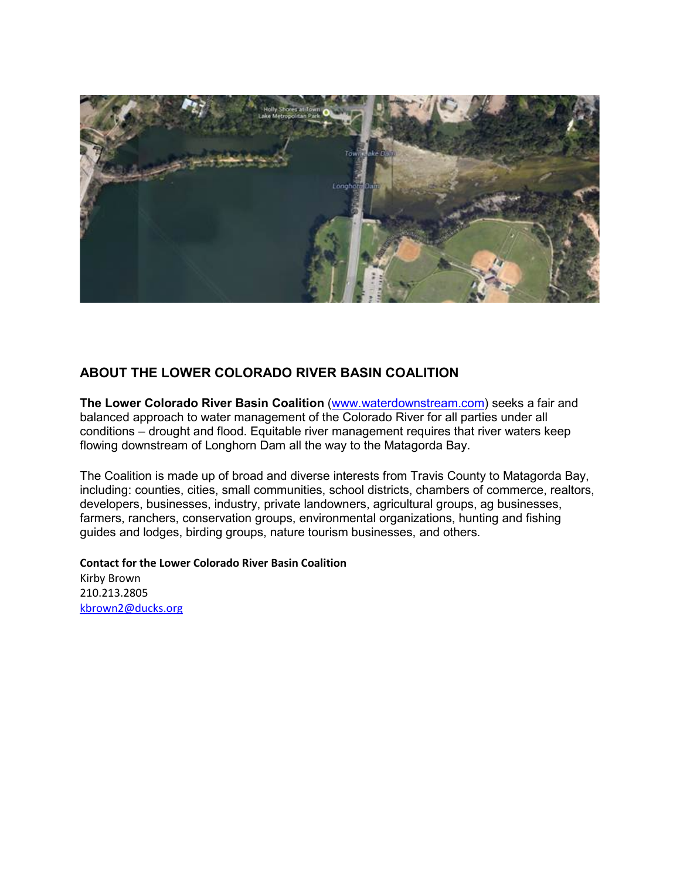## ABOUT THE LOWER COLORADO RIVER BASIN COALITION

**The Lower Colorado River Basin Coalition** (www.waterdownstream.com) seeks a fair and balanced approach to water management of the Colorado River for all parties under all conditions – drought and flood. Equitable river management requires that river waters keep flowing downstream of Longhorn Dam all the way to the Matagorda Bay.

The Coalition is made up of broad and diverse interests from Travis County to Matagorda Bay, including: counties, cities, small communities, school districts, chambers of commerce, realtors, developers, businesses, industry, private landowners, agricultural groups, ag businesses, farmers, ranchers, conservation groups, environmental organizations, hunting and fishing guides and lodges, birding groups, nature tourism businesses, and others.

**Contact for the Lower Colorado River Basin Coalition**
Kirby Brown
210.213.2805
kbrown2@ducks.org